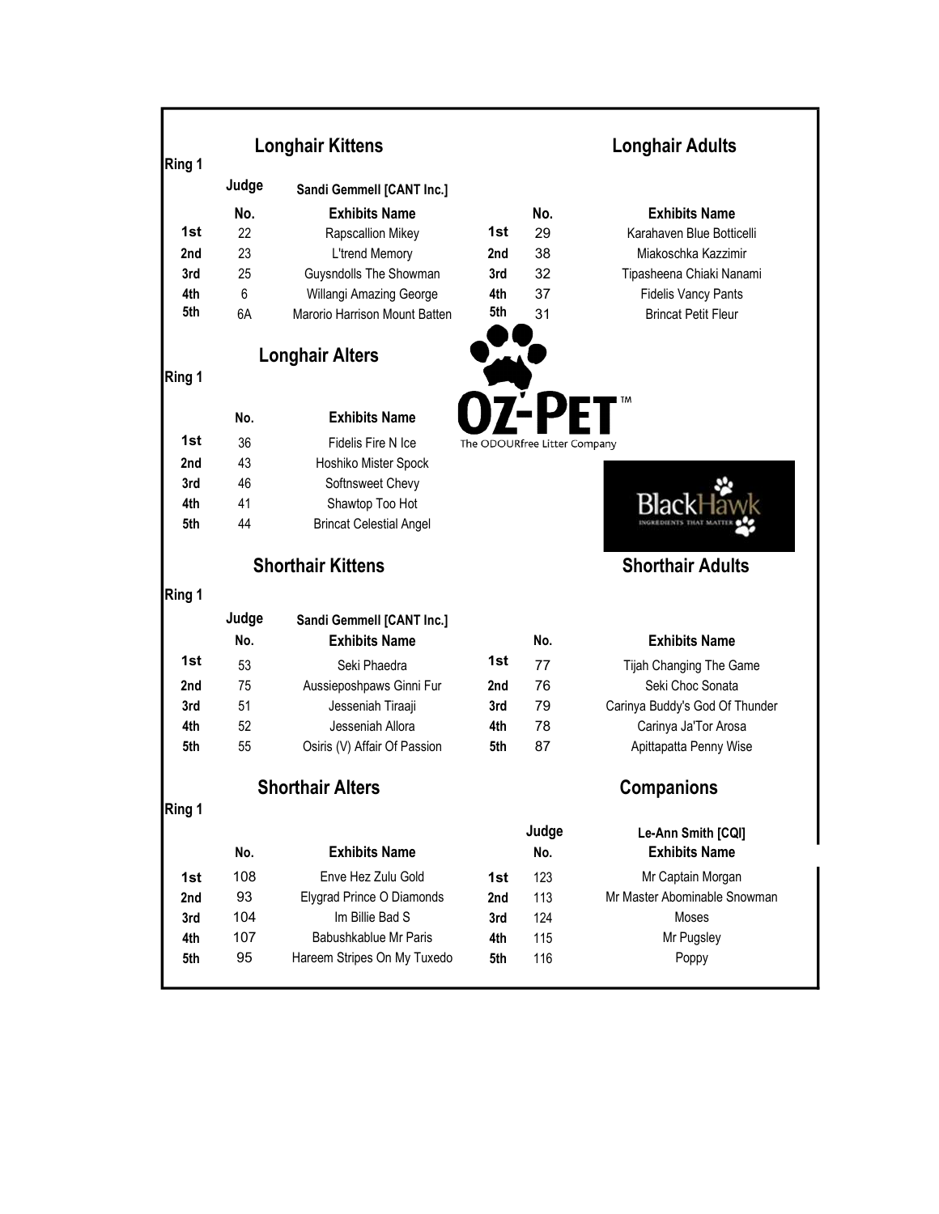## Longhair Kittens

**Ring 1**

**Judge:** Sandi Gemmell [CANT Inc.]

| | No. | Exhibits Name |
|---|---|---|
| 1st | 22 | Rapscallion Mikey |
| 2nd | 23 | L'trend Memory |
| 3rd | 25 | Guysndolls The Showman |
| 4th | 6 | Willangi Amazing George |
| 5th | 6A | Marorio Harrison Mount Batten |

## Longhair Adults

| | No. | Exhibits Name |
|---|---|---|
| 1st | 29 | Karahaven Blue Botticelli |
| 2nd | 38 | Miakoschka Kazzimir |
| 3rd | 32 | Tipasheena Chiaki Nanami |
| 4th | 37 | Fidelis Vancy Pants |
| 5th | 31 | Brincat Petit Fleur |

## Longhair Alters

**Ring 1**

| | No. | Exhibits Name |
|---|---|---|
| 1st | 36 | Fidelis Fire N Ice |
| 2nd | 43 | Hoshiko Mister Spock |
| 3rd | 46 | Softnsweet Chevy |
| 4th | 41 | Shawtop Too Hot |
| 5th | 44 | Brincat Celestial Angel |

OZ-PET™ The ODOURfree Litter Company

BlackHawk INGREDIENTS THAT MATTER

## Shorthair Kittens

**Ring 1**

**Judge:** Sandi Gemmell [CANT Inc.]

| | No. | Exhibits Name |
|---|---|---|
| 1st | 53 | Seki Phaedra |
| 2nd | 75 | Aussieposhpaws Ginni Fur |
| 3rd | 51 | Jesseniah Tiraaji |
| 4th | 52 | Jesseniah Allora |
| 5th | 55 | Osiris (V) Affair Of Passion |

## Shorthair Adults

| | No. | Exhibits Name |
|---|---|---|
| 1st | 77 | Tijah Changing The Game |
| 2nd | 76 | Seki Choc Sonata |
| 3rd | 79 | Carinya Buddy's God Of Thunder |
| 4th | 78 | Carinya Ja'Tor Arosa |
| 5th | 87 | Apittapatta Penny Wise |

## Shorthair Alters

**Ring 1**

| | No. | Exhibits Name |
|---|---|---|
| 1st | 108 | Enve Hez Zulu Gold |
| 2nd | 93 | Elygrad Prince O Diamonds |
| 3rd | 104 | Im Billie Bad S |
| 4th | 107 | Babushkablue Mr Paris |
| 5th | 95 | Hareem Stripes On My Tuxedo |

## Companions

**Judge:** Le-Ann Smith [CQI]

| | No. | Exhibits Name |
|---|---|---|
| 1st | 123 | Mr Captain Morgan |
| 2nd | 113 | Mr Master Abominable Snowman |
| 3rd | 124 | Moses |
| 4th | 115 | Mr Pugsley |
| 5th | 116 | Poppy |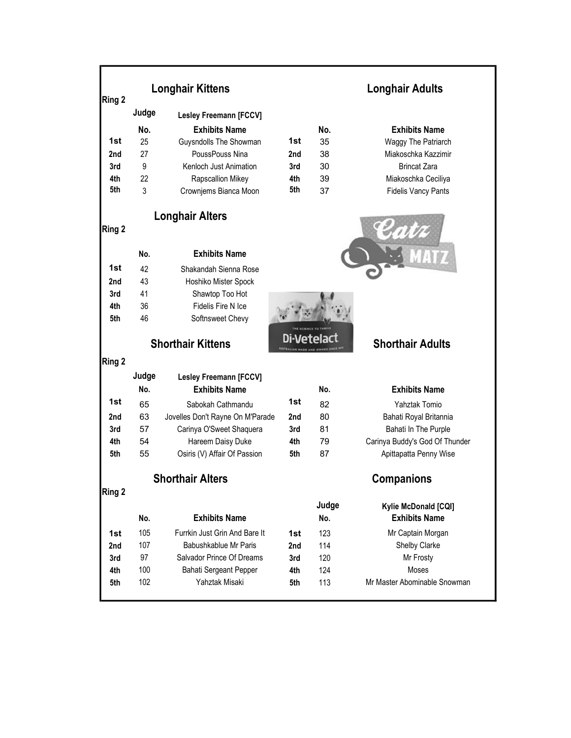## Longhair Kittens

**Ring 2**

**Judge** — **Lesley Freemann [FCCV]**

| | No. | Exhibits Name |
|---|---|---|
| **1st** | 25 | Guysndolls The Showman |
| **2nd** | 27 | PoussPouss Nina |
| **3rd** | 9 | Kenloch Just Animation |
| **4th** | 22 | Rapscallion Mikey |
| **5th** | 3 | Crownjems Bianca Moon |

## Longhair Adults

| | No. | Exhibits Name |
|---|---|---|
| **1st** | 35 | Waggy The Patriarch |
| **2nd** | 38 | Miakoschka Kazzimir |
| **3rd** | 30 | Brincat Zara |
| **4th** | 39 | Miakoschka Ceciliya |
| **5th** | 37 | Fidelis Vancy Pants |

## Longhair Alters

**Ring 2**

| | No. | Exhibits Name |
|---|---|---|
| **1st** | 42 | Shakandah Sienna Rose |
| **2nd** | 43 | Hoshiko Mister Spock |
| **3rd** | 41 | Shawtop Too Hot |
| **4th** | 36 | Fidelis Fire N Ice |
| **5th** | 46 | Softnsweet Chevy |

## Shorthair Kittens

**Ring 2**

**Judge** — **Lesley Freemann [FCCV]**

| | No. | Exhibits Name |
|---|---|---|
| **1st** | 65 | Sabokah Cathmandu |
| **2nd** | 63 | Jovelles Don't Rayne On M'Parade |
| **3rd** | 57 | Carinya O'Sweet Shaquera |
| **4th** | 54 | Hareem Daisy Duke |
| **5th** | 55 | Osiris (V) Affair Of Passion |

## Shorthair Adults

| | No. | Exhibits Name |
|---|---|---|
| **1st** | 82 | Yahztak Tomio |
| **2nd** | 80 | Bahati Royal Britannia |
| **3rd** | 81 | Bahati In The Purple |
| **4th** | 79 | Carinya Buddy's God Of Thunder |
| **5th** | 87 | Apittapatta Penny Wise |

## Shorthair Alters

**Ring 2**

| | No. | Exhibits Name |
|---|---|---|
| **1st** | 105 | Furrkin Just Grin And Bare It |
| **2nd** | 107 | Babushkablue Mr Paris |
| **3rd** | 97 | Salvador Prince Of Dreams |
| **4th** | 100 | Bahati Sergeant Pepper |
| **5th** | 102 | Yahztak Misaki |

## Companions

**Judge** — **Kylie McDonald [CQI]**

| | No. | Exhibits Name |
|---|---|---|
| **1st** | 123 | Mr Captain Morgan |
| **2nd** | 114 | Shelby Clarke |
| **3rd** | 120 | Mr Frosty |
| **4th** | 124 | Moses |
| **5th** | 113 | Mr Master Abominable Snowman |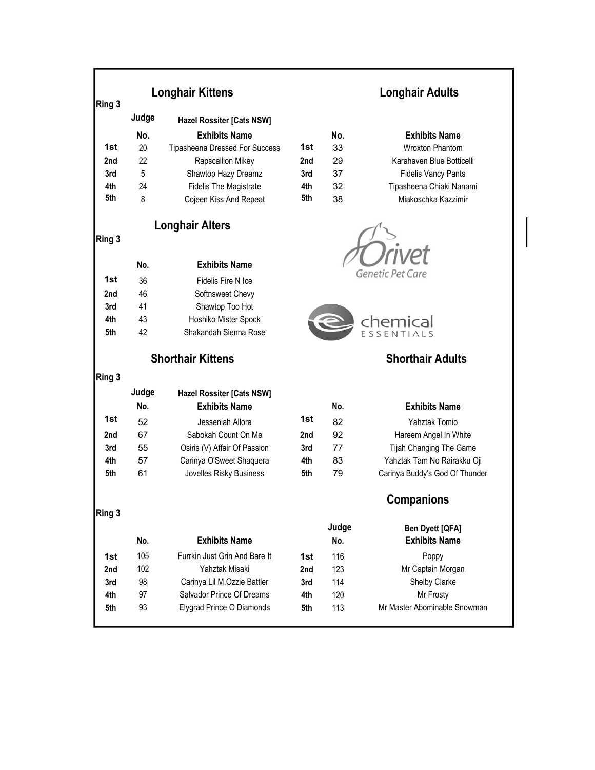## Ring 3

### Longhair Kittens

Judge: Hazel Rossiter [Cats NSW]

| | No. | Exhibits Name |
|---|---|---|
| 1st | 20 | Tipasheena Dressed For Success |
| 2nd | 22 | Rapscallion Mikey |
| 3rd | 5 | Shawtop Hazy Dreamz |
| 4th | 24 | Fidelis The Magistrate |
| 5th | 8 | Cojeen Kiss And Repeat |

### Longhair Adults

| | No. | Exhibits Name |
|---|---|---|
| 1st | 33 | Wroxton Phantom |
| 2nd | 29 | Karahaven Blue Botticelli |
| 3rd | 37 | Fidelis Vancy Pants |
| 4th | 32 | Tipasheena Chiaki Nanami |
| 5th | 38 | Miakoschka Kazzimir |

## Ring 3

### Longhair Alters

| | No. | Exhibits Name |
|---|---|---|
| 1st | 36 | Fidelis Fire N Ice |
| 2nd | 46 | Softnsweet Chevy |
| 3rd | 41 | Shawtop Too Hot |
| 4th | 43 | Hoshiko Mister Spock |
| 5th | 42 | Shakandah Sienna Rose |

Orivet Genetic Pet Care

chemical ESSENTIALS

## Ring 3

### Shorthair Kittens

Judge: Hazel Rossiter [Cats NSW]

| | No. | Exhibits Name |
|---|---|---|
| 1st | 52 | Jesseniah Allora |
| 2nd | 67 | Sabokah Count On Me |
| 3rd | 55 | Osiris (V) Affair Of Passion |
| 4th | 57 | Carinya O'Sweet Shaquera |
| 5th | 61 | Jovelles Risky Business |

### Shorthair Adults

| | No. | Exhibits Name |
|---|---|---|
| 1st | 82 | Yahztak Tomio |
| 2nd | 92 | Hareem Angel In White |
| 3rd | 77 | Tijah Changing The Game |
| 4th | 83 | Yahztak Tam No Rairakku Oji |
| 5th | 79 | Carinya Buddy's God Of Thunder |

## Ring 3

| | No. | Exhibits Name |
|---|---|---|
| 1st | 105 | Furrkin Just Grin And Bare It |
| 2nd | 102 | Yahztak Misaki |
| 3rd | 98 | Carinya Lil M.Ozzie Battler |
| 4th | 97 | Salvador Prince Of Dreams |
| 5th | 93 | Elygrad Prince O Diamonds |

### Companions

Judge: Ben Dyett [QFA]

| | No. | Exhibits Name |
|---|---|---|
| 1st | 116 | Poppy |
| 2nd | 123 | Mr Captain Morgan |
| 3rd | 114 | Shelby Clarke |
| 4th | 120 | Mr Frosty |
| 5th | 113 | Mr Master Abominable Snowman |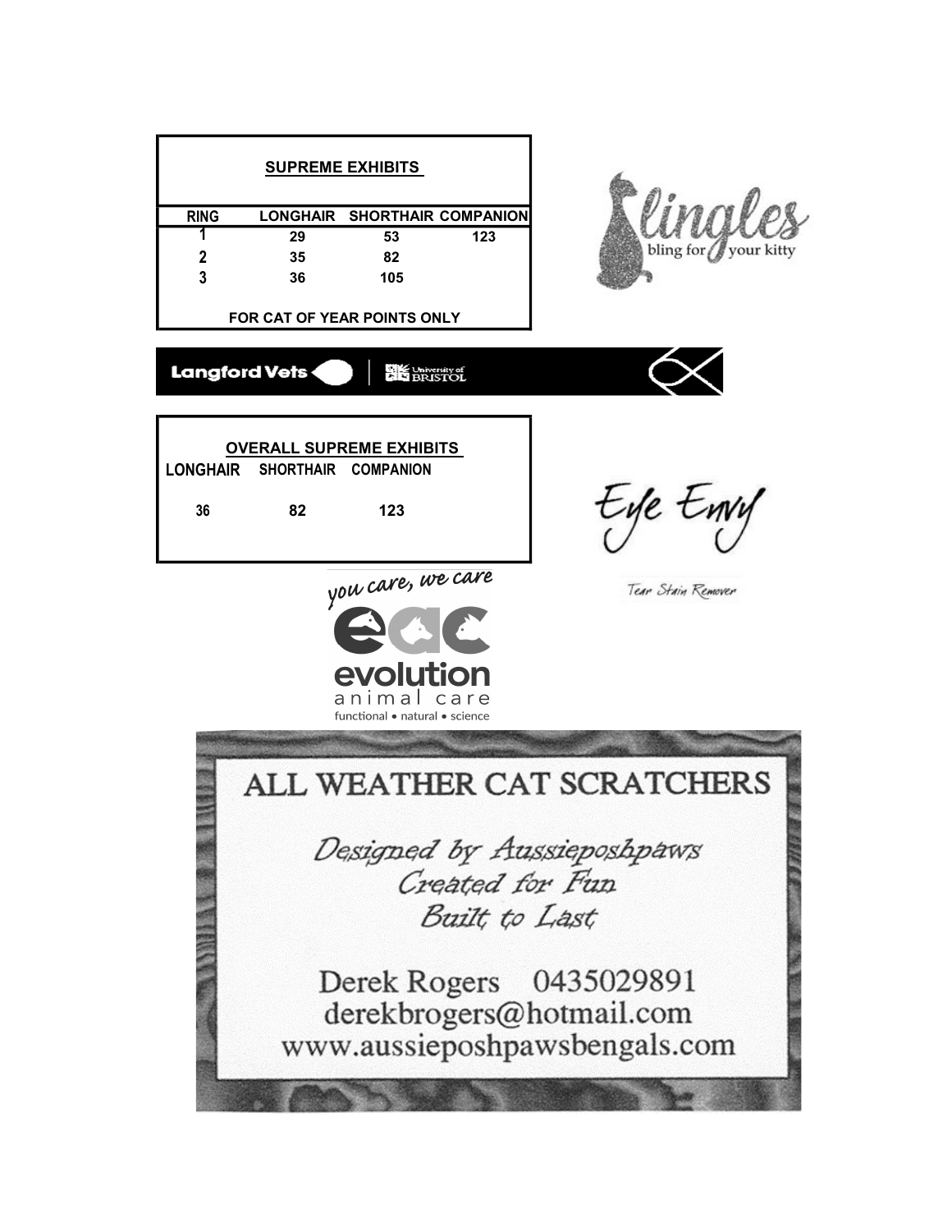## SUPREME EXHIBITS

| RING | LONGHAIR | SHORTHAIR | COMPANION |
|---|---|---|---|
| 1 | 29 | 53 | 123 |
| 2 | 35 | 82 | |
| 3 | 36 | 105 | |

FOR CAT OF YEAR POINTS ONLY

Slingles
bling for your kitty

Langford Vets | University of BRISTOL

## OVERALL SUPREME EXHIBITS

| LONGHAIR | SHORTHAIR | COMPANION |
|---|---|---|
| 36 | 82 | 123 |

Eye Envy

Tear Stain Remover

you care, we care

evolution
animal care
functional • natural • science

ALL WEATHER CAT SCRATCHERS

*Designed by Aussieposhpaws*
*Created for Fun*
*Built to Last*

Derek Rogers 0435029891
derekbrogers@hotmail.com
www.aussieposhpawsbengals.com